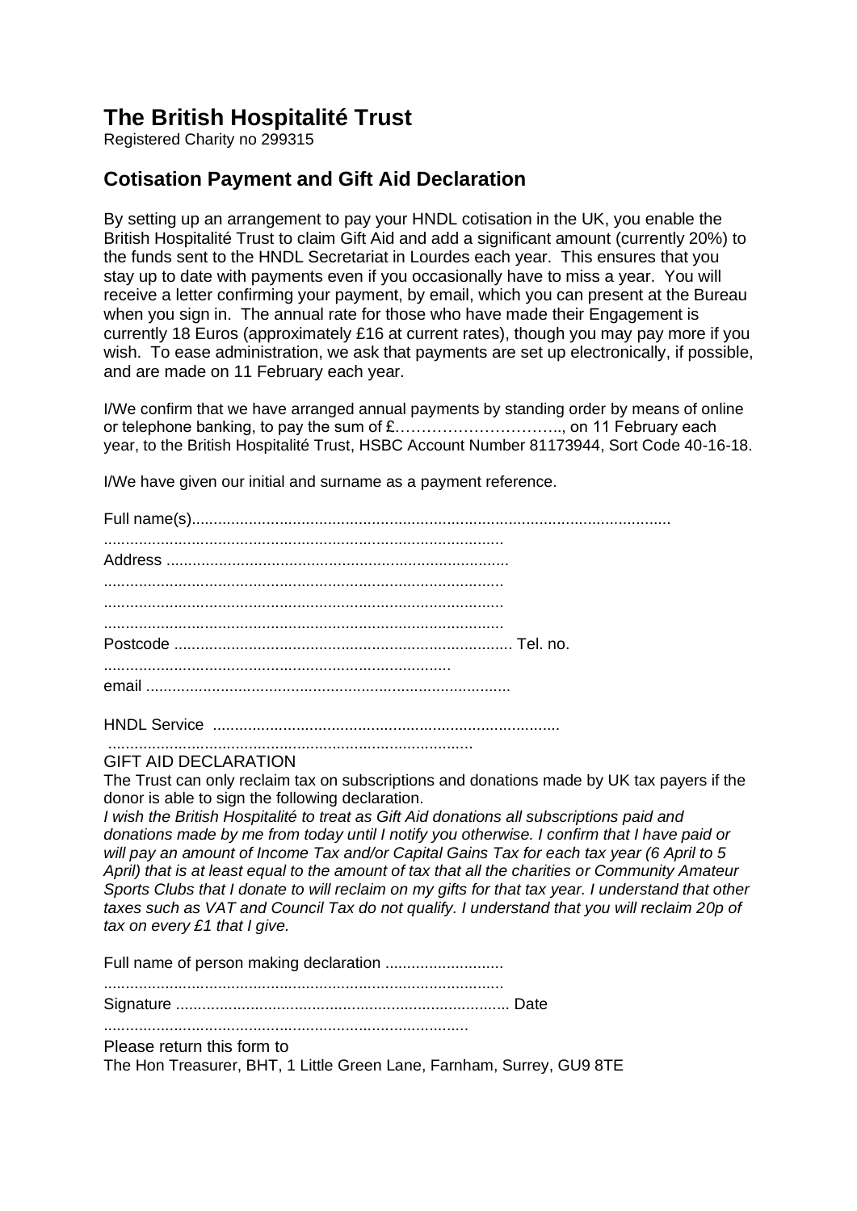# The British Hospitalité Trust

Registered Charity no 299315

## Cotisation Payment and Gift Aid Declaration

By setting up an arrangement to pay your HNDL cotisation in the UK, you enable the British Hospitalité Trust to claim Gift Aid and add a significant amount (currently 20%) to the funds sent to the HNDL Secretariat in Lourdes each year. This ensures that you stay up to date with payments even if you occasionally have to miss a year. You will receive a letter confirming your payment, by email, which you can present at the Bureau when you sign in. The annual rate for those who have made their Engagement is currently 18 Euros (approximately £16 at current rates), though you may pay more if you wish. To ease administration, we ask that payments are set up electronically, if possible, and are made on 11 February each year.

I/We confirm that we have arranged annual payments by standing order by means of online or telephone banking, to pay the sum of £………………………….., on 11 February each year, to the British Hospitalité Trust, HSBC Account Number 81173944, Sort Code 40-16-18.

I/We have given our initial and surname as a payment reference.

Full name(s)............................................................................................................

..........................................................................................

Address ..............................................................................

..........................................................................................

..........................................................................................

..........................................................................................

Postcode ............................................................................. Tel. no.

..............................................................................

email ..................................................................................

HNDL Service ..............................................................................

..................................................................................

GIFT AID DECLARATION

The Trust can only reclaim tax on subscriptions and donations made by UK tax payers if the donor is able to sign the following declaration.

*I wish the British Hospitalité to treat as Gift Aid donations all subscriptions paid and donations made by me from today until I notify you otherwise. I confirm that I have paid or will pay an amount of Income Tax and/or Capital Gains Tax for each tax year (6 April to 5 April) that is at least equal to the amount of tax that all the charities or Community Amateur Sports Clubs that I donate to will reclaim on my gifts for that tax year. I understand that other taxes such as VAT and Council Tax do not qualify. I understand that you will reclaim 20p of tax on every £1 that I give.*

Full name of person making declaration ...........................

..........................................................................................

Signature ........................................................................... Date

..................................................................................

Please return this form to

The Hon Treasurer, BHT, 1 Little Green Lane, Farnham, Surrey, GU9 8TE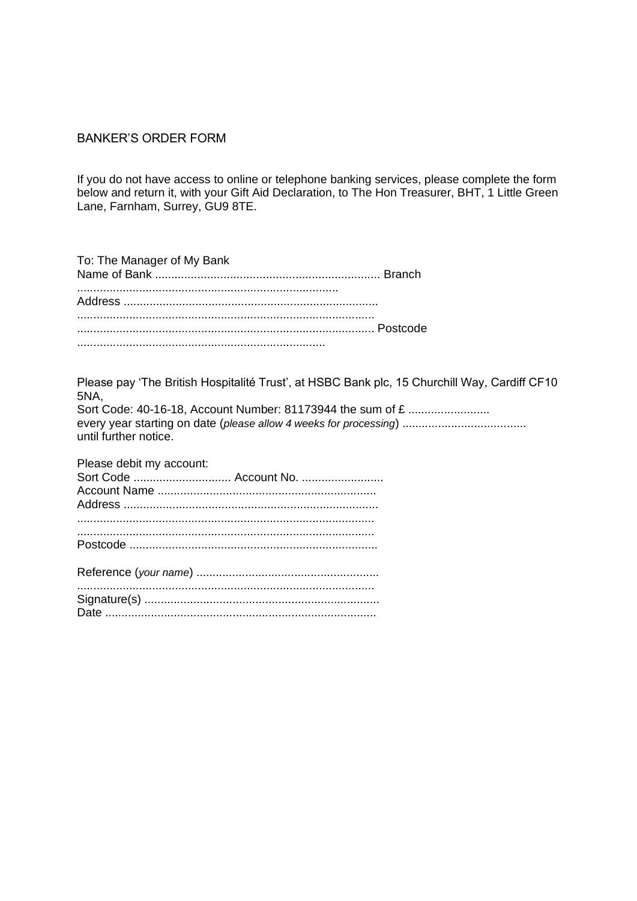BANKER'S ORDER FORM

If you do not have access to online or telephone banking services, please complete the form below and return it, with your Gift Aid Declaration, to The Hon Treasurer, BHT, 1 Little Green Lane, Farnham, Surrey, GU9 8TE.

To: The Manager of My Bank
Name of Bank ..................................................................... Branch
...............................................................................
Address .............................................................................
...........................................................................................
........................................................................................... Postcode
...........................................................................

Please pay 'The British Hospitalité Trust', at HSBC Bank plc, 15 Churchill Way, Cardiff CF10 5NA,
Sort Code: 40-16-18, Account Number: 81173944 the sum of £ .........................
every year starting on date (*please allow 4 weeks for processing*) ......................................
until further notice.

Please debit my account:
Sort Code .............................. Account No. .........................
Account Name ...................................................................
Address .............................................................................
...........................................................................................
...........................................................................................
Postcode ...........................................................................

Reference (*your name*) ........................................................
...........................................................................................
Signature(s) ........................................................................
Date ..................................................................................